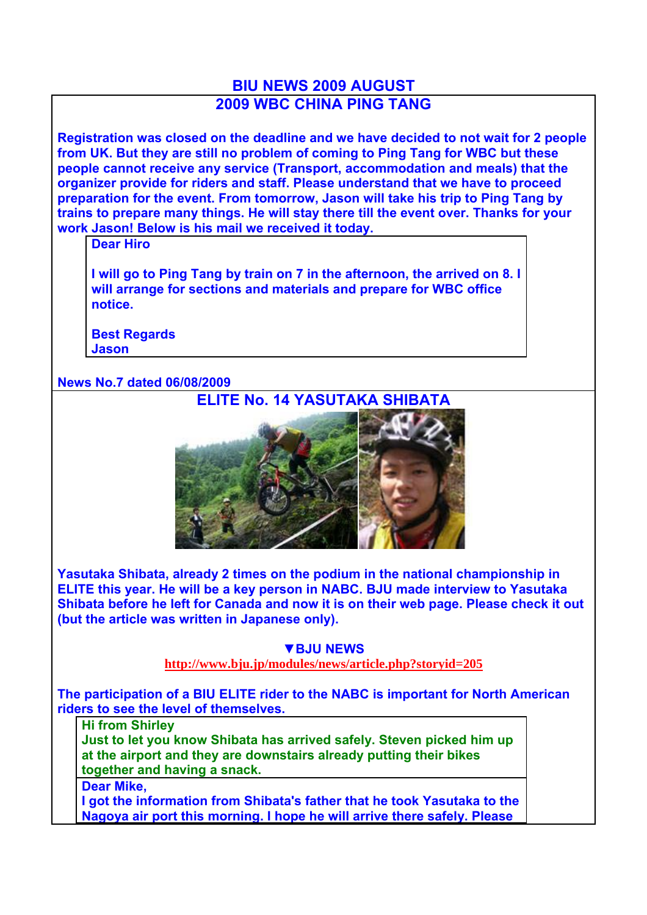# BIU NEWS 2009 AUGUST

## 2009 WBC CHINA PING TANG

**Registration was closed on the deadline and we have decided to not wait for 2 people from UK. But they are still no problem of coming to Ping Tang for WBC but these people cannot receive any service (Transport, accommodation and meals) that the organizer provide for riders and staff. Please understand that we have to proceed preparation for the event. From tomorrow, Jason will take his trip to Ping Tang by trains to prepare many things. He will stay there till the event over. Thanks for your work Jason! Below is his mail we received it today.**

> **Dear Hiro**
>
> **I will go to Ping Tang by train on 7 in the afternoon, the arrived on 8. I will arrange for sections and materials and prepare for WBC office notice.**
>
> **Best Regards**
> **Jason**

**News No.7 dated 06/08/2009**

## ELITE No. 14 YASUTAKA SHIBATA

**Yasutaka Shibata, already 2 times on the podium in the national championship in ELITE this year. He will be a key person in NABC. BJU made interview to Yasutaka Shibata before he left for Canada and now it is on their web page. Please check it out (but the article was written in Japanese only).**

**▼BJU NEWS**

http://www.bju.jp/modules/news/article.php?storyid=205

**The participation of a BIU ELITE rider to the NABC is important for North American riders to see the level of themselves.**

> **Hi from Shirley**
> **Just to let you know Shibata has arrived safely. Steven picked him up at the airport and they are downstairs already putting their bikes together and having a snack.**

> **Dear Mike,**
> **I got the information from Shibata's father that he took Yasutaka to the Nagoya air port this morning. I hope he will arrive there safely. Please**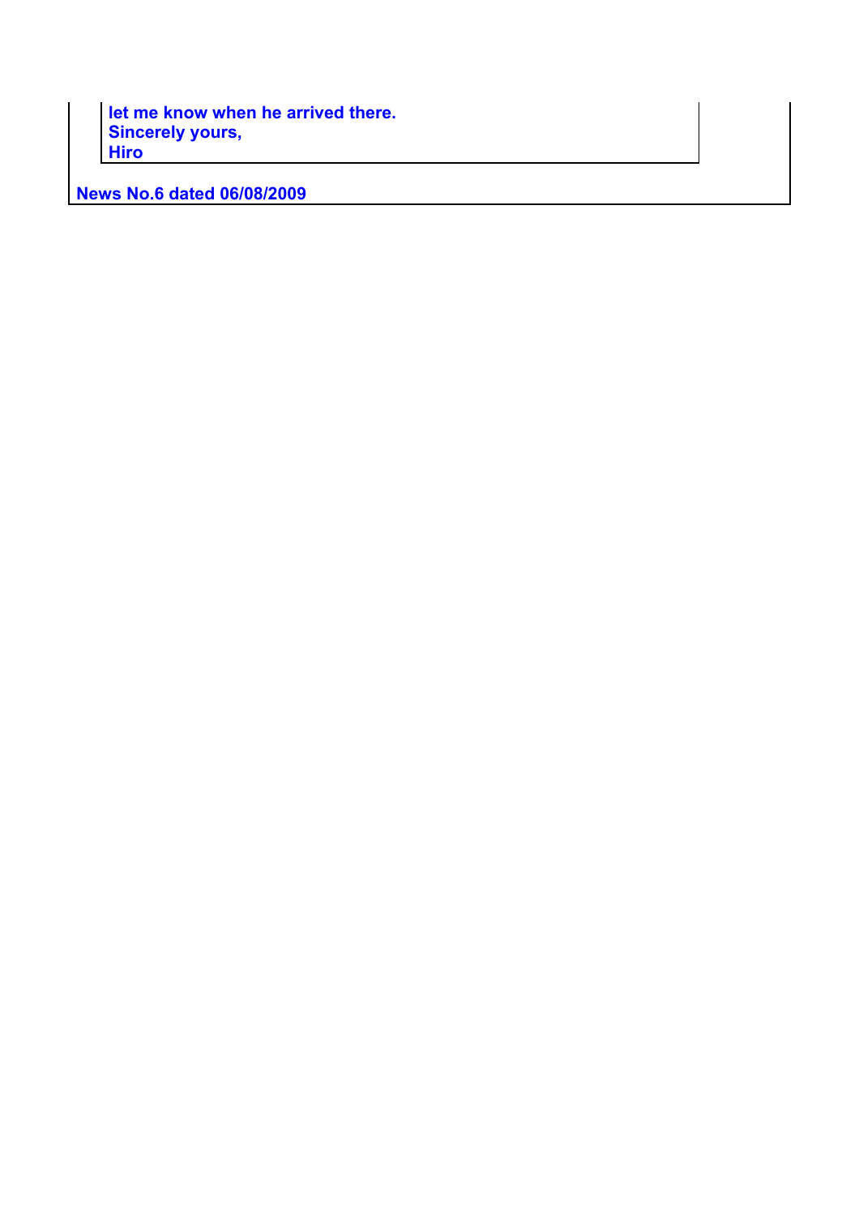**let me know when he arrived there.**
**Sincerely yours,**
**Hiro**

**News No.6 dated 06/08/2009**